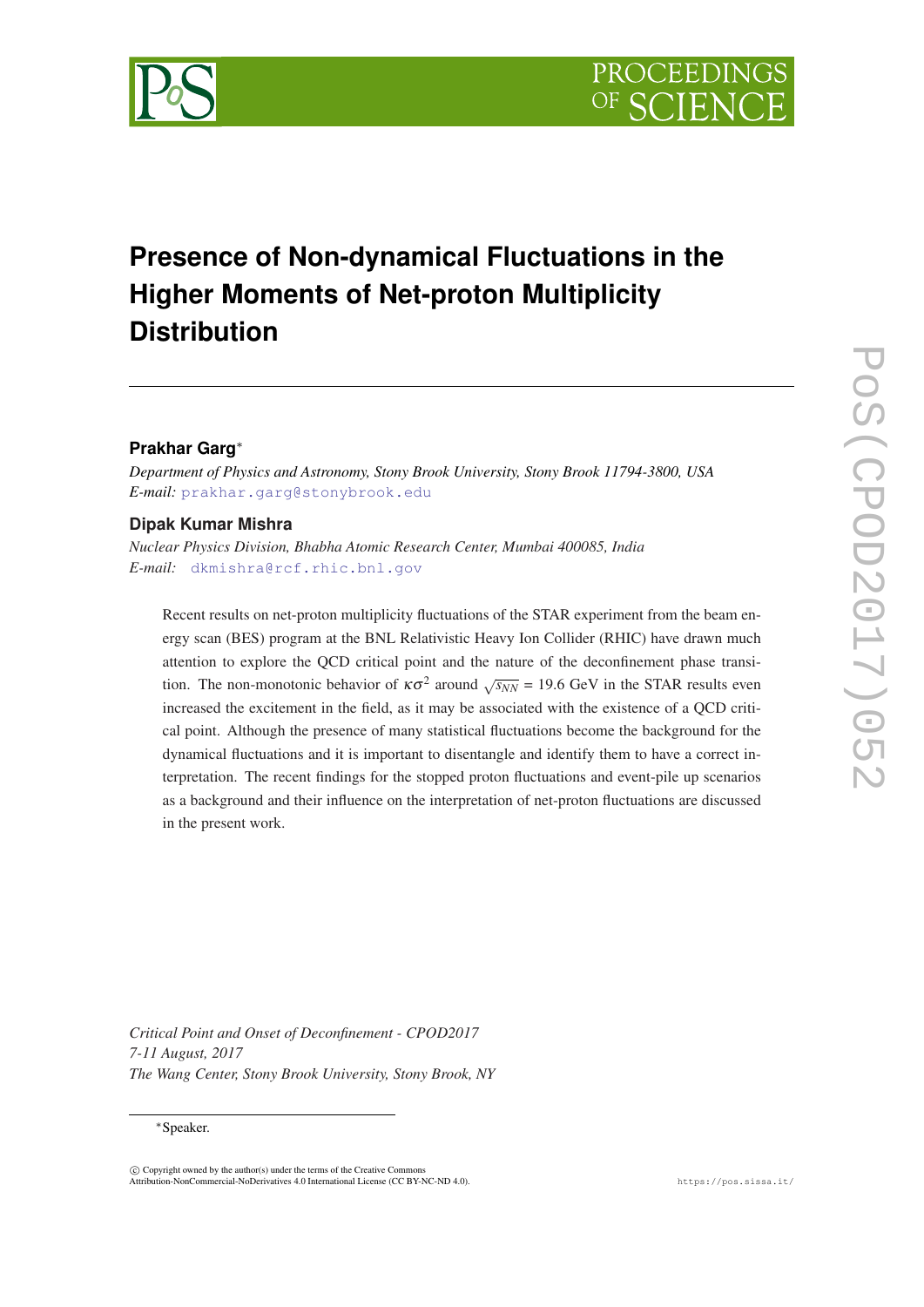# Presence of Non-dynamical Fluctuations in the Higher Moments of Net-proton Multiplicity Distribution

**Prakhar Garg***

*Department of Physics and Astronomy, Stony Brook University, Stony Brook 11794-3800, USA*
*E-mail:* prakhar.garg@stonybrook.edu

**Dipak Kumar Mishra**

*Nuclear Physics Division, Bhabha Atomic Research Center, Mumbai 400085, India*
*E-mail:* dkmishra@rcf.rhic.bnl.gov

Recent results on net-proton multiplicity fluctuations of the STAR experiment from the beam energy scan (BES) program at the BNL Relativistic Heavy Ion Collider (RHIC) have drawn much attention to explore the QCD critical point and the nature of the deconfinement phase transition. The non-monotonic behavior of $\kappa\sigma^2$ around $\sqrt{s_{NN}}$ = 19.6 GeV in the STAR results even increased the excitement in the field, as it may be associated with the existence of a QCD critical point. Although the presence of many statistical fluctuations become the background for the dynamical fluctuations and it is important to disentangle and identify them to have a correct interpretation. The recent findings for the stopped proton fluctuations and event-pile up scenarios as a background and their influence on the interpretation of net-proton fluctuations are discussed in the present work.

*Critical Point and Onset of Deconfinement - CPOD2017*
*7-11 August, 2017*
*The Wang Center, Stony Brook University, Stony Brook, NY*

*Speaker.

© Copyright owned by the author(s) under the terms of the Creative Commons Attribution-NonCommercial-NoDerivatives 4.0 International License (CC BY-NC-ND 4.0).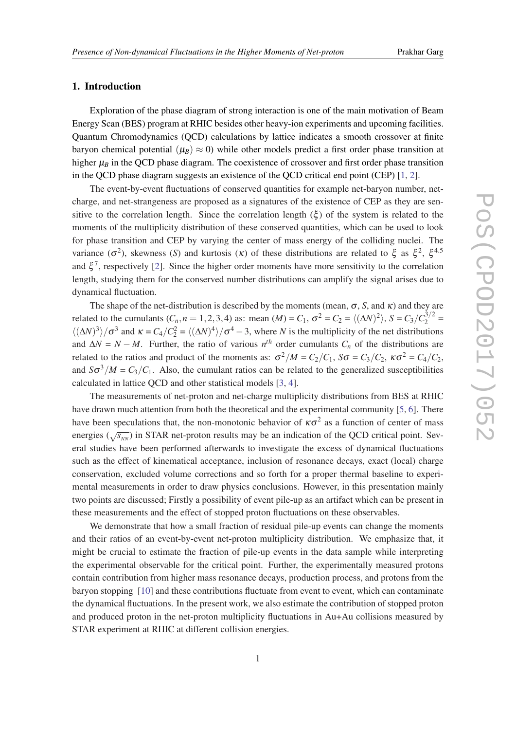## 1. Introduction

Exploration of the phase diagram of strong interaction is one of the main motivation of Beam Energy Scan (BES) program at RHIC besides other heavy-ion experiments and upcoming facilities. Quantum Chromodynamics (QCD) calculations by lattice indicates a smooth crossover at finite baryon chemical potential ($\mu_B$) $\approx 0$) while other models predict a first order phase transition at higher $\mu_B$ in the QCD phase diagram. The coexistence of crossover and first order phase transition in the QCD phase diagram suggests an existence of the QCD critical end point (CEP) [1, 2].

The event-by-event fluctuations of conserved quantities for example net-baryon number, net-charge, and net-strangeness are proposed as a signatures of the existence of CEP as they are sensitive to the correlation length. Since the correlation length ($\xi$) of the system is related to the moments of the multiplicity distribution of these conserved quantities, which can be used to look for phase transition and CEP by varying the center of mass energy of the colliding nuclei. The variance ($\sigma^2$), skewness ($S$) and kurtosis ($\kappa$) of these distributions are related to $\xi$ as $\xi^2$, $\xi^{4.5}$ and $\xi^7$, respectively [2]. Since the higher order moments have more sensitivity to the correlation length, studying them for the conserved number distributions can amplify the signal arises due to dynamical fluctuation.

The shape of the net-distribution is described by the moments (mean, $\sigma$, $S$, and $\kappa$) and they are related to the cumulants ($C_n, n = 1,2,3,4$) as: mean ($M$) = $C_1$, $\sigma^2 = C_2 = \langle(\Delta N)^2\rangle$, $S = C_3/C_2^{3/2} = \langle(\Delta N)^3\rangle/\sigma^3$ and $\kappa = C_4/C_2^2 = \langle(\Delta N)^4\rangle/\sigma^4 - 3$, where $N$ is the multiplicity of the net distributions and $\Delta N = N - M$. Further, the ratio of various $n^{th}$ order cumulants $C_n$ of the distributions are related to the ratios and product of the moments as: $\sigma^2/M = C_2/C_1$, $S\sigma = C_3/C_2$, $\kappa\sigma^2 = C_4/C_2$, and $S\sigma^3/M = C_3/C_1$. Also, the cumulant ratios can be related to the generalized susceptibilities calculated in lattice QCD and other statistical models [3, 4].

The measurements of net-proton and net-charge multiplicity distributions from BES at RHIC have drawn much attention from both the theoretical and the experimental community [5, 6]. There have been speculations that, the non-monotonic behavior of $\kappa\sigma^2$ as a function of center of mass energies ($\sqrt{s_{NN}}$) in STAR net-proton results may be an indication of the QCD critical point. Several studies have been performed afterwards to investigate the excess of dynamical fluctuations such as the effect of kinematical acceptance, inclusion of resonance decays, exact (local) charge conservation, excluded volume corrections and so forth for a proper thermal baseline to experimental measurements in order to draw physics conclusions. However, in this presentation mainly two points are discussed; Firstly a possibility of event pile-up as an artifact which can be present in these measurements and the effect of stopped proton fluctuations on these observables.

We demonstrate that how a small fraction of residual pile-up events can change the moments and their ratios of an event-by-event net-proton multiplicity distribution. We emphasize that, it might be crucial to estimate the fraction of pile-up events in the data sample while interpreting the experimental observable for the critical point. Further, the experimentally measured protons contain contribution from higher mass resonance decays, production process, and protons from the baryon stopping [10] and these contributions fluctuate from event to event, which can contaminate the dynamical fluctuations. In the present work, we also estimate the contribution of stopped proton and produced proton in the net-proton multiplicity fluctuations in Au+Au collisions measured by STAR experiment at RHIC at different collision energies.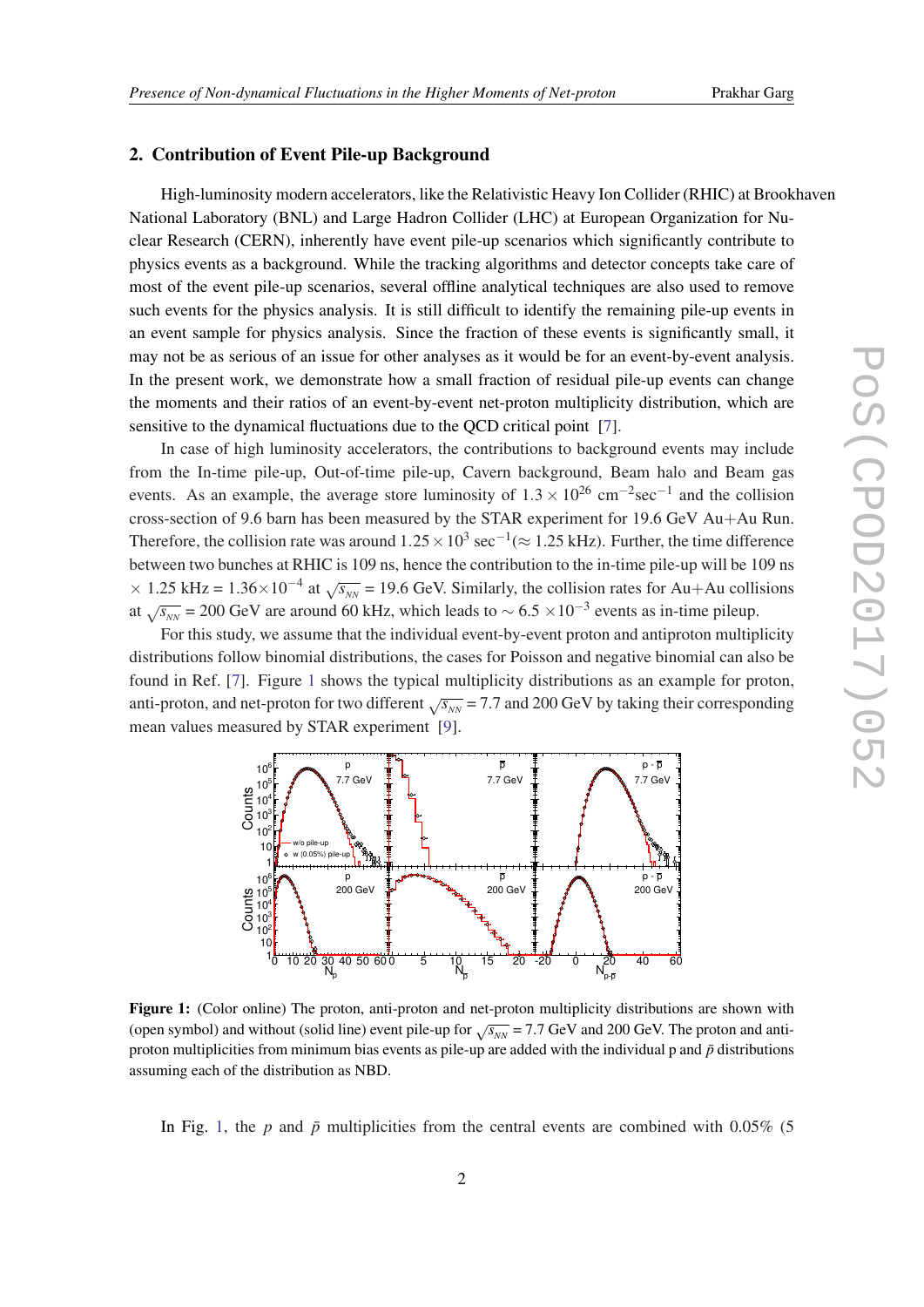## 2. Contribution of Event Pile-up Background

High-luminosity modern accelerators, like the Relativistic Heavy Ion Collider (RHIC) at Brookhaven National Laboratory (BNL) and Large Hadron Collider (LHC) at European Organization for Nuclear Research (CERN), inherently have event pile-up scenarios which significantly contribute to physics events as a background. While the tracking algorithms and detector concepts take care of most of the event pile-up scenarios, several offline analytical techniques are also used to remove such events for the physics analysis. It is still difficult to identify the remaining pile-up events in an event sample for physics analysis. Since the fraction of these events is significantly small, it may not be as serious of an issue for other analyses as it would be for an event-by-event analysis. In the present work, we demonstrate how a small fraction of residual pile-up events can change the moments and their ratios of an event-by-event net-proton multiplicity distribution, which are sensitive to the dynamical fluctuations due to the QCD critical point [7].

In case of high luminosity accelerators, the contributions to background events may include from the In-time pile-up, Out-of-time pile-up, Cavern background, Beam halo and Beam gas events. As an example, the average store luminosity of $1.3 \times 10^{26}$ cm$^{-2}$sec$^{-1}$ and the collision cross-section of 9.6 barn has been measured by the STAR experiment for 19.6 GeV Au+Au Run. Therefore, the collision rate was around $1.25 \times 10^{3}$ sec$^{-1}$($\approx$ 1.25 kHz). Further, the time difference between two bunches at RHIC is 109 ns, hence the contribution to the in-time pile-up will be 109 ns $\times$ 1.25 kHz = $1.36 \times 10^{-4}$ at $\sqrt{s_{NN}}$ = 19.6 GeV. Similarly, the collision rates for Au+Au collisions at $\sqrt{s_{NN}}$ = 200 GeV are around 60 kHz, which leads to $\sim 6.5 \times 10^{-3}$ events as in-time pileup.

For this study, we assume that the individual event-by-event proton and antiproton multiplicity distributions follow binomial distributions, the cases for Poisson and negative binomial can also be found in Ref. [7]. Figure 1 shows the typical multiplicity distributions as an example for proton, anti-proton, and net-proton for two different $\sqrt{s_{NN}}$ = 7.7 and 200 GeV by taking their corresponding mean values measured by STAR experiment [9].

**Figure 1:** (Color online) The proton, anti-proton and net-proton multiplicity distributions are shown with (open symbol) and without (solid line) event pile-up for $\sqrt{s_{NN}}$ = 7.7 GeV and 200 GeV. The proton and anti-proton multiplicities from minimum bias events as pile-up are added with the individual p and $\bar{p}$ distributions assuming each of the distribution as NBD.

In Fig. 1, the $p$ and $\bar{p}$ multiplicities from the central events are combined with 0.05% (5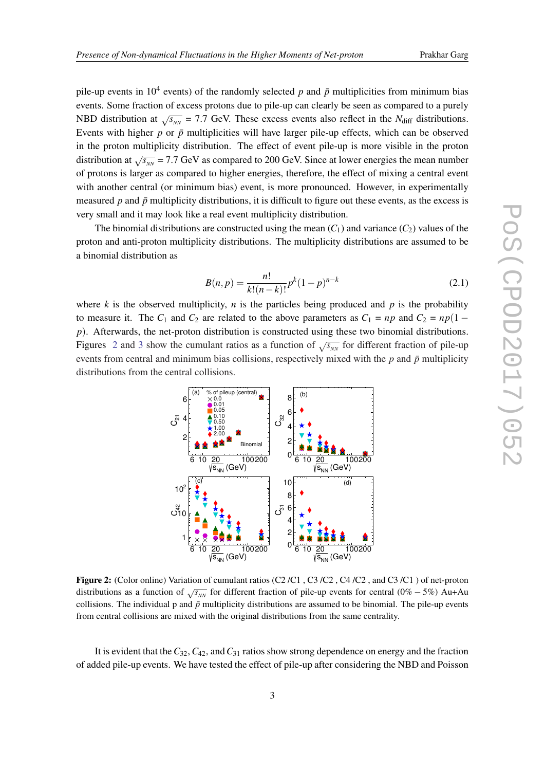pile-up events in $10^4$ events) of the randomly selected $p$ and $\bar{p}$ multiplicities from minimum bias events. Some fraction of excess protons due to pile-up can clearly be seen as compared to a purely NBD distribution at $\sqrt{s_{NN}}$ = 7.7 GeV. These excess events also reflect in the $N_{\rm diff}$ distributions. Events with higher $p$ or $\bar{p}$ multiplicities will have larger pile-up effects, which can be observed in the proton multiplicity distribution. The effect of event pile-up is more visible in the proton distribution at $\sqrt{s_{NN}}$ = 7.7 GeV as compared to 200 GeV. Since at lower energies the mean number of protons is larger as compared to higher energies, therefore, the effect of mixing a central event with another central (or minimum bias) event, is more pronounced. However, in experimentally measured $p$ and $\bar{p}$ multiplicity distributions, it is difficult to figure out these events, as the excess is very small and it may look like a real event multiplicity distribution.

The binomial distributions are constructed using the mean ($C_1$) and variance ($C_2$) values of the proton and anti-proton multiplicity distributions. The multiplicity distributions are assumed to be a binomial distribution as

$$B(n,p) = \frac{n!}{k!(n-k)!}p^k(1-p)^{n-k} \tag{2.1}$$

where $k$ is the observed multiplicity, $n$ is the particles being produced and $p$ is the probability to measure it. The $C_1$ and $C_2$ are related to the above parameters as $C_1 = np$ and $C_2 = np(1-p)$. Afterwards, the net-proton distribution is constructed using these two binomial distributions. Figures 2 and 3 show the cumulant ratios as a function of $\sqrt{s_{NN}}$ for different fraction of pile-up events from central and minimum bias collisions, respectively mixed with the $p$ and $\bar{p}$ multiplicity distributions from the central collisions.

**Figure 2:** (Color online) Variation of cumulant ratios (C2 /C1 , C3 /C2 , C4 /C2 , and C3 /C1 ) of net-proton distributions as a function of $\sqrt{s_{NN}}$ for different fraction of pile-up events for central (0% − 5%) Au+Au collisions. The individual p and $\bar{p}$ multiplicity distributions are assumed to be binomial. The pile-up events from central collisions are mixed with the original distributions from the same centrality.

It is evident that the $C_{32}$, $C_{42}$, and $C_{31}$ ratios show strong dependence on energy and the fraction of added pile-up events. We have tested the effect of pile-up after considering the NBD and Poisson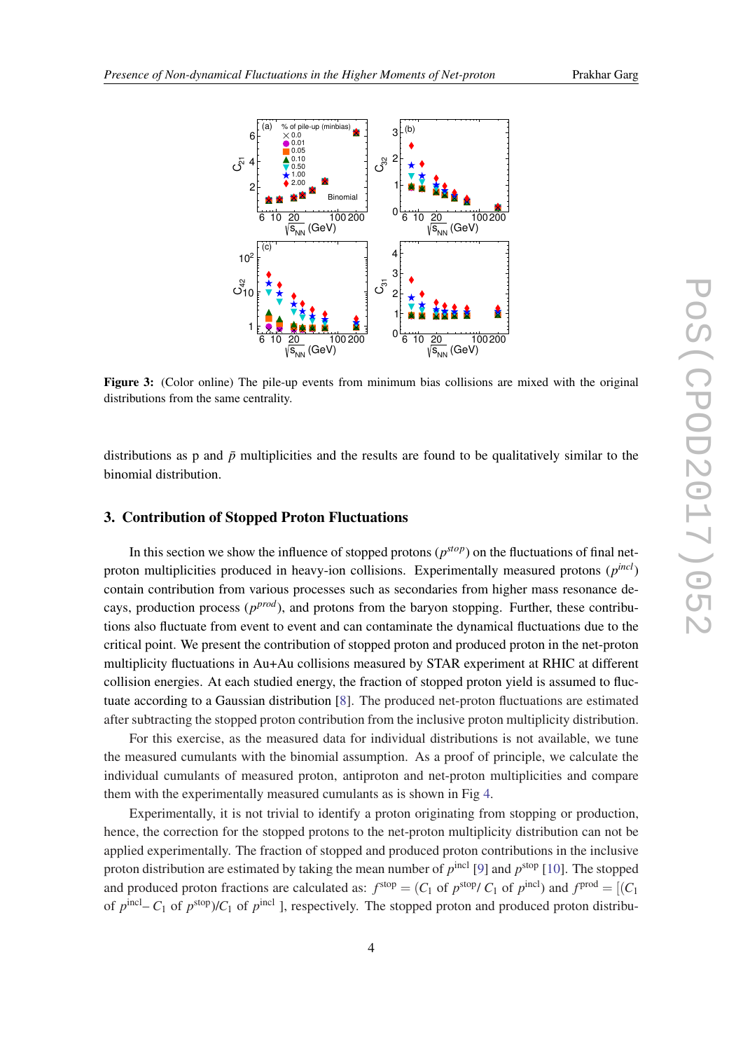**Figure 3:** (Color online) The pile-up events from minimum bias collisions are mixed with the original distributions from the same centrality.

distributions as p and $\bar{p}$ multiplicities and the results are found to be qualitatively similar to the binomial distribution.

## 3. Contribution of Stopped Proton Fluctuations

In this section we show the influence of stopped protons ($p^{stop}$) on the fluctuations of final net-proton multiplicities produced in heavy-ion collisions. Experimentally measured protons ($p^{incl}$) contain contribution from various processes such as secondaries from higher mass resonance decays, production process ($p^{prod}$), and protons from the baryon stopping. Further, these contributions also fluctuate from event to event and can contaminate the dynamical fluctuations due to the critical point. We present the contribution of stopped proton and produced proton in the net-proton multiplicity fluctuations in Au+Au collisions measured by STAR experiment at RHIC at different collision energies. At each studied energy, the fraction of stopped proton yield is assumed to fluctuate according to a Gaussian distribution [8]. The produced net-proton fluctuations are estimated after subtracting the stopped proton contribution from the inclusive proton multiplicity distribution.

For this exercise, as the measured data for individual distributions is not available, we tune the measured cumulants with the binomial assumption. As a proof of principle, we calculate the individual cumulants of measured proton, antiproton and net-proton multiplicities and compare them with the experimentally measured cumulants as is shown in Fig 4.

Experimentally, it is not trivial to identify a proton originating from stopping or production, hence, the correction for the stopped protons to the net-proton multiplicity distribution can not be applied experimentally. The fraction of stopped and produced proton contributions in the inclusive proton distribution are estimated by taking the mean number of $p^{\rm incl}$ [9] and $p^{\rm stop}$ [10]. The stopped and produced proton fractions are calculated as: $f^{\rm stop} = (C_1$ of $p^{\rm stop}$/ $C_1$ of $p^{\rm incl})$ and $f^{\rm prod} = [(C_1$ of $p^{\rm incl}$– $C_1$ of $p^{\rm stop}$)/$C_1$ of $p^{\rm incl}$ ], respectively. The stopped proton and produced proton distribu-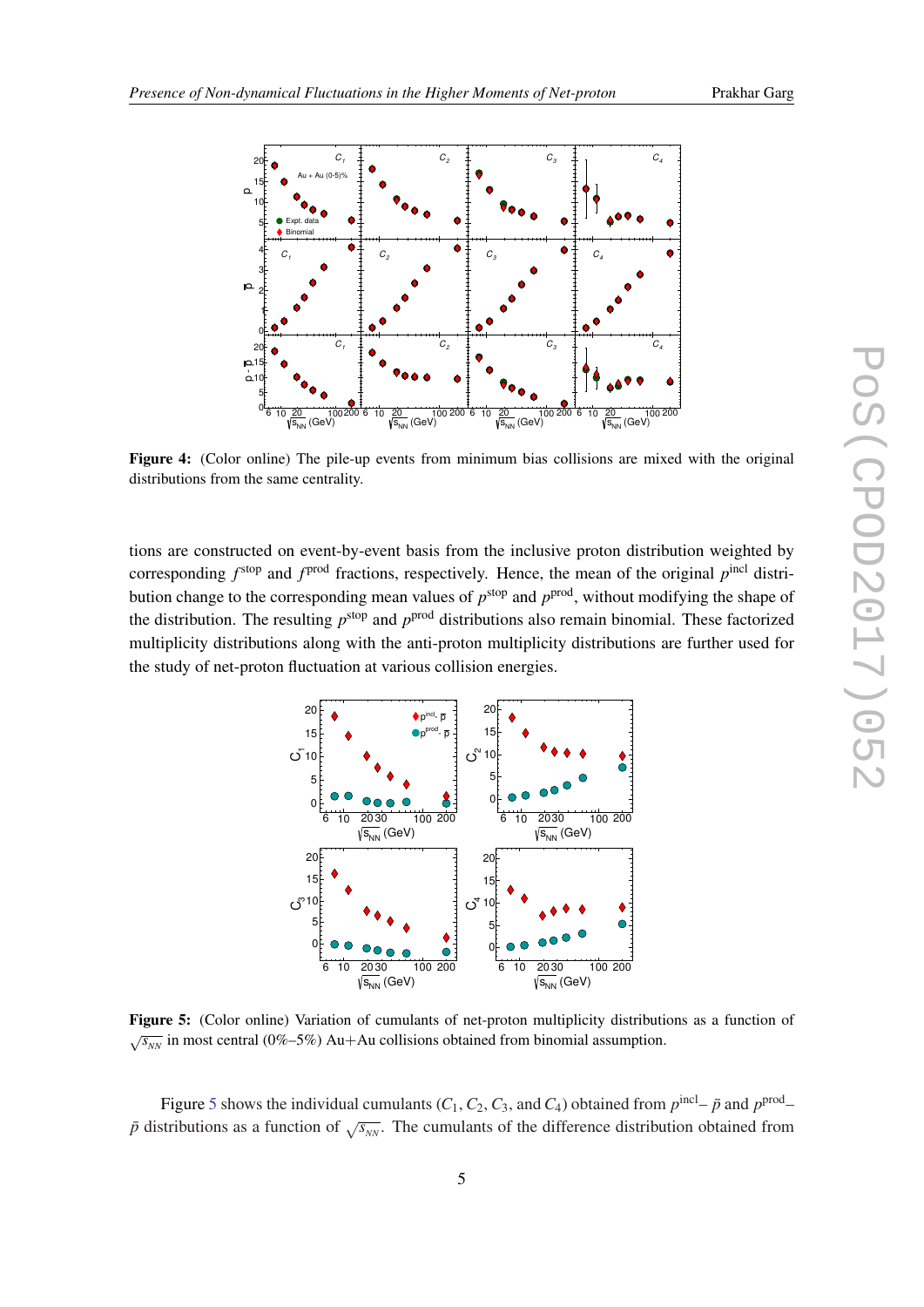**Figure 4:** (Color online) The pile-up events from minimum bias collisions are mixed with the original distributions from the same centrality.

tions are constructed on event-by-event basis from the inclusive proton distribution weighted by corresponding $f^{\mathrm{stop}}$ and $f^{\mathrm{prod}}$ fractions, respectively. Hence, the mean of the original $p^{\mathrm{incl}}$ distribution change to the corresponding mean values of $p^{\mathrm{stop}}$ and $p^{\mathrm{prod}}$, without modifying the shape of the distribution. The resulting $p^{\mathrm{stop}}$ and $p^{\mathrm{prod}}$ distributions also remain binomial. These factorized multiplicity distributions along with the anti-proton multiplicity distributions are further used for the study of net-proton fluctuation at various collision energies.

**Figure 5:** (Color online) Variation of cumulants of net-proton multiplicity distributions as a function of $\sqrt{s_{NN}}$ in most central (0%–5%) Au+Au collisions obtained from binomial assumption.

Figure 5 shows the individual cumulants ($C_1$, $C_2$, $C_3$, and $C_4$) obtained from $p^{\mathrm{incl}}-\bar{p}$ and $p^{\mathrm{prod}}-\bar{p}$ distributions as a function of $\sqrt{s_{NN}}$. The cumulants of the difference distribution obtained from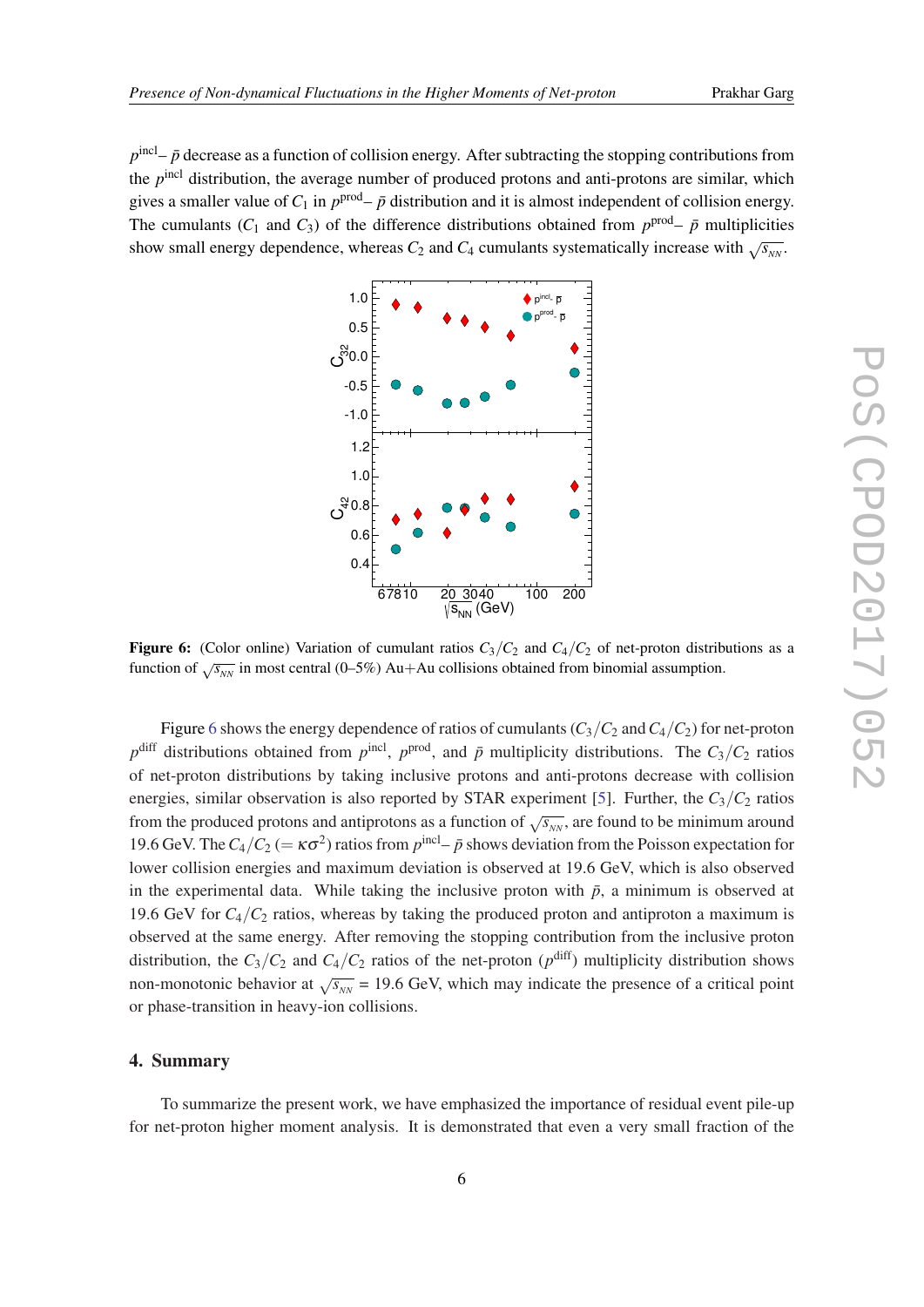$p^{\rm incl}$– $\bar{p}$ decrease as a function of collision energy. After subtracting the stopping contributions from the $p^{\rm incl}$ distribution, the average number of produced protons and anti-protons are similar, which gives a smaller value of $C_1$ in $p^{\rm prod}$– $\bar{p}$ distribution and it is almost independent of collision energy. The cumulants ($C_1$ and $C_3$) of the difference distributions obtained from $p^{\rm prod}$– $\bar{p}$ multiplicities show small energy dependence, whereas $C_2$ and $C_4$ cumulants systematically increase with $\sqrt{s_{NN}}$.

**Figure 6:** (Color online) Variation of cumulant ratios $C_3/C_2$ and $C_4/C_2$ of net-proton distributions as a function of $\sqrt{s_{NN}}$ in most central (0–5%) Au+Au collisions obtained from binomial assumption.

Figure 6 shows the energy dependence of ratios of cumulants ($C_3/C_2$ and $C_4/C_2$) for net-proton $p^{\rm diff}$ distributions obtained from $p^{\rm incl}$, $p^{\rm prod}$, and $\bar{p}$ multiplicity distributions. The $C_3/C_2$ ratios of net-proton distributions by taking inclusive protons and anti-protons decrease with collision energies, similar observation is also reported by STAR experiment [5]. Further, the $C_3/C_2$ ratios from the produced protons and antiprotons as a function of $\sqrt{s_{NN}}$, are found to be minimum around 19.6 GeV. The $C_4/C_2$ ($= \kappa\sigma^2$) ratios from $p^{\rm incl}$– $\bar{p}$ shows deviation from the Poisson expectation for lower collision energies and maximum deviation is observed at 19.6 GeV, which is also observed in the experimental data. While taking the inclusive proton with $\bar{p}$, a minimum is observed at 19.6 GeV for $C_4/C_2$ ratios, whereas by taking the produced proton and antiproton a maximum is observed at the same energy. After removing the stopping contribution from the inclusive proton distribution, the $C_3/C_2$ and $C_4/C_2$ ratios of the net-proton ($p^{\rm diff}$) multiplicity distribution shows non-monotonic behavior at $\sqrt{s_{NN}}$ = 19.6 GeV, which may indicate the presence of a critical point or phase-transition in heavy-ion collisions.

## 4. Summary

To summarize the present work, we have emphasized the importance of residual event pile-up for net-proton higher moment analysis. It is demonstrated that even a very small fraction of the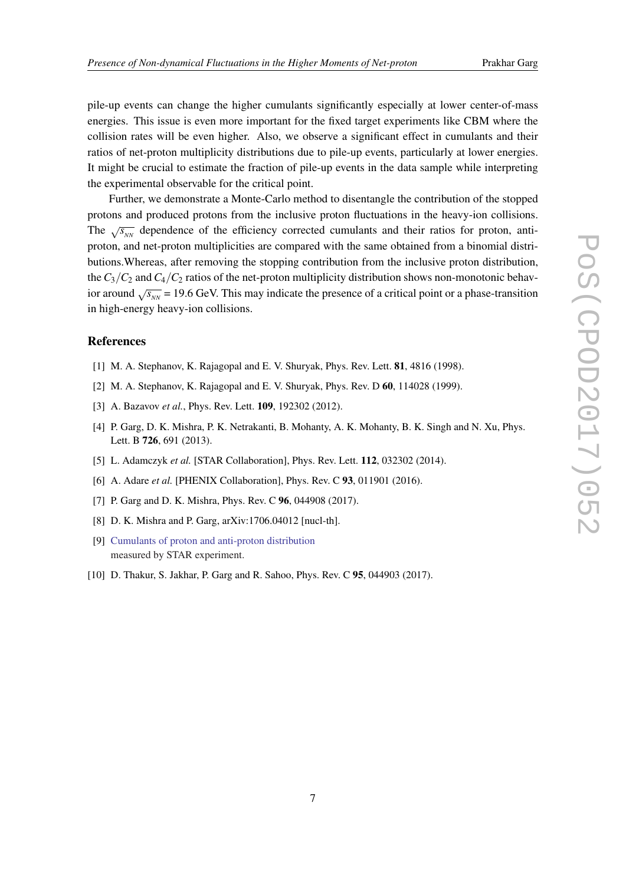pile-up events can change the higher cumulants significantly especially at lower center-of-mass energies. This issue is even more important for the fixed target experiments like CBM where the collision rates will be even higher. Also, we observe a significant effect in cumulants and their ratios of net-proton multiplicity distributions due to pile-up events, particularly at lower energies. It might be crucial to estimate the fraction of pile-up events in the data sample while interpreting the experimental observable for the critical point.

Further, we demonstrate a Monte-Carlo method to disentangle the contribution of the stopped protons and produced protons from the inclusive proton fluctuations in the heavy-ion collisions. The $\sqrt{s_{NN}}$ dependence of the efficiency corrected cumulants and their ratios for proton, anti-proton, and net-proton multiplicities are compared with the same obtained from a binomial distributions.Whereas, after removing the stopping contribution from the inclusive proton distribution, the $C_3/C_2$ and $C_4/C_2$ ratios of the net-proton multiplicity distribution shows non-monotonic behavior around $\sqrt{s_{NN}}$ = 19.6 GeV. This may indicate the presence of a critical point or a phase-transition in high-energy heavy-ion collisions.

## References

[1] M. A. Stephanov, K. Rajagopal and E. V. Shuryak, Phys. Rev. Lett. **81**, 4816 (1998).

[2] M. A. Stephanov, K. Rajagopal and E. V. Shuryak, Phys. Rev. D **60**, 114028 (1999).

[3] A. Bazavov *et al.*, Phys. Rev. Lett. **109**, 192302 (2012).

[4] P. Garg, D. K. Mishra, P. K. Netrakanti, B. Mohanty, A. K. Mohanty, B. K. Singh and N. Xu, Phys. Lett. B **726**, 691 (2013).

[5] L. Adamczyk *et al.* [STAR Collaboration], Phys. Rev. Lett. **112**, 032302 (2014).

[6] A. Adare *et al.* [PHENIX Collaboration], Phys. Rev. C **93**, 011901 (2016).

[7] P. Garg and D. K. Mishra, Phys. Rev. C **96**, 044908 (2017).

[8] D. K. Mishra and P. Garg, arXiv:1706.04012 [nucl-th].

[9] Cumulants of proton and anti-proton distribution measured by STAR experiment.

[10] D. Thakur, S. Jakhar, P. Garg and R. Sahoo, Phys. Rev. C **95**, 044903 (2017).